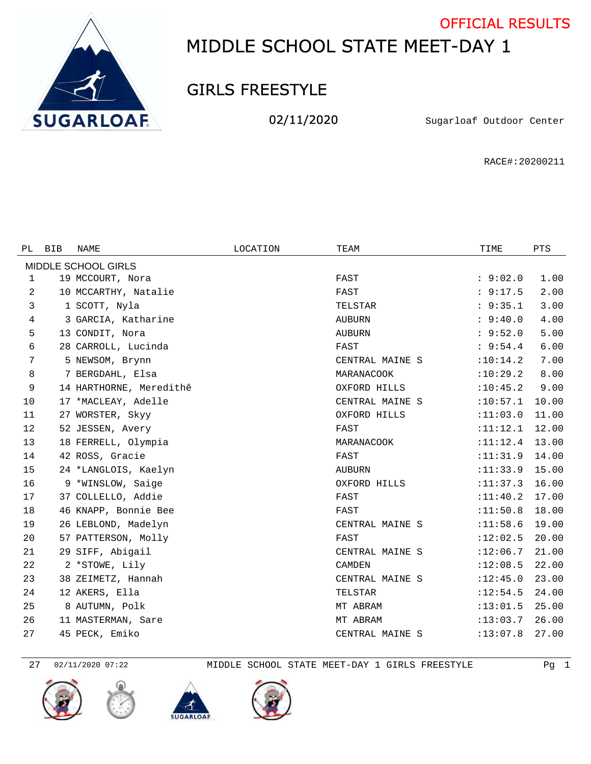OFFICIAL RESULTS

# MIDDLE SCHOOL STATE MEET-DAY 1

## GIRLS FREESTYLE

02/11/2020

Sugarloaf Outdoor Center

RACE#:20200211

| PL | BIB | NAME | LOCATION | TEAM | TIME | PTS |
|---|---|---|---|---|---|---|
| MIDDLE SCHOOL GIRLS | | | | | | |
| 1 | 19 | MCCOURT, Nora | | FAST | : 9:02.0 | 1.00 |
| 2 | 10 | MCCARTHY, Natalie | | FAST | : 9:17.5 | 2.00 |
| 3 | 1 | SCOTT, Nyla | | TELSTAR | : 9:35.1 | 3.00 |
| 4 | 3 | GARCIA, Katharine | | AUBURN | : 9:40.0 | 4.00 |
| 5 | 13 | CONDIT, Nora | | AUBURN | : 9:52.0 | 5.00 |
| 6 | 28 | CARROLL, Lucinda | | FAST | : 9:54.4 | 6.00 |
| 7 | 5 | NEWSOM, Brynn | | CENTRAL MAINE S | :10:14.2 | 7.00 |
| 8 | 7 | BERGDAHL, Elsa | | MARANACOOK | :10:29.2 | 8.00 |
| 9 | 14 | HARTHORNE, Meredithê | | OXFORD HILLS | :10:45.2 | 9.00 |
| 10 | 17 | *MACLEAY, Adelle | | CENTRAL MAINE S | :10:57.1 | 10.00 |
| 11 | 27 | WORSTER, Skyy | | OXFORD HILLS | :11:03.0 | 11.00 |
| 12 | 52 | JESSEN, Avery | | FAST | :11:12.1 | 12.00 |
| 13 | 18 | FERRELL, Olympia | | MARANACOOK | :11:12.4 | 13.00 |
| 14 | 42 | ROSS, Gracie | | FAST | :11:31.9 | 14.00 |
| 15 | 24 | *LANGLOIS, Kaelyn | | AUBURN | :11:33.9 | 15.00 |
| 16 | 9 | *WINSLOW, Saige | | OXFORD HILLS | :11:37.3 | 16.00 |
| 17 | 37 | COLLELLO, Addie | | FAST | :11:40.2 | 17.00 |
| 18 | 46 | KNAPP, Bonnie Bee | | FAST | :11:50.8 | 18.00 |
| 19 | 26 | LEBLOND, Madelyn | | CENTRAL MAINE S | :11:58.6 | 19.00 |
| 20 | 57 | PATTERSON, Molly | | FAST | :12:02.5 | 20.00 |
| 21 | 29 | SIFF, Abigail | | CENTRAL MAINE S | :12:06.7 | 21.00 |
| 22 | 2 | *STOWE, Lily | | CAMDEN | :12:08.5 | 22.00 |
| 23 | 38 | ZEIMETZ, Hannah | | CENTRAL MAINE S | :12:45.0 | 23.00 |
| 24 | 12 | AKERS, Ella | | TELSTAR | :12:54.5 | 24.00 |
| 25 | 8 | AUTUMN, Polk | | MT ABRAM | :13:01.5 | 25.00 |
| 26 | 11 | MASTERMAN, Sare | | MT ABRAM | :13:03.7 | 26.00 |
| 27 | 45 | PECK, Emiko | | CENTRAL MAINE S | :13:07.8 | 27.00 |

27 02/11/2020 07:22 MIDDLE SCHOOL STATE MEET-DAY 1 GIRLS FREESTYLE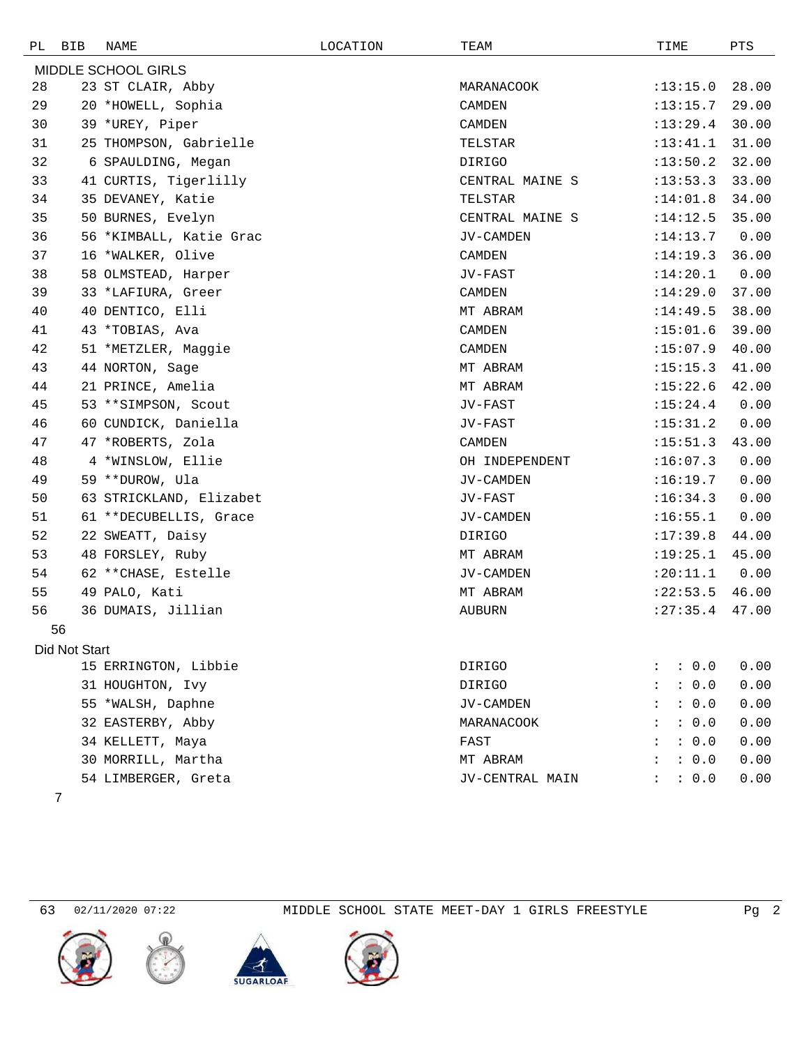| PL | BIB | NAME | LOCATION | TEAM | TIME | PTS |
|---|---|---|---|---|---|---|
| MIDDLE SCHOOL GIRLS | | | | | | |
| 28 | 23 | ST CLAIR, Abby | | MARANACOOK | :13:15.0 | 28.00 |
| 29 | 20 | *HOWELL, Sophia | | CAMDEN | :13:15.7 | 29.00 |
| 30 | 39 | *UREY, Piper | | CAMDEN | :13:29.4 | 30.00 |
| 31 | 25 | THOMPSON, Gabrielle | | TELSTAR | :13:41.1 | 31.00 |
| 32 | 6 | SPAULDING, Megan | | DIRIGO | :13:50.2 | 32.00 |
| 33 | 41 | CURTIS, Tigerlilly | | CENTRAL MAINE S | :13:53.3 | 33.00 |
| 34 | 35 | DEVANEY, Katie | | TELSTAR | :14:01.8 | 34.00 |
| 35 | 50 | BURNES, Evelyn | | CENTRAL MAINE S | :14:12.5 | 35.00 |
| 36 | 56 | *KIMBALL, Katie Grac | | JV-CAMDEN | :14:13.7 | 0.00 |
| 37 | 16 | *WALKER, Olive | | CAMDEN | :14:19.3 | 36.00 |
| 38 | 58 | OLMSTEAD, Harper | | JV-FAST | :14:20.1 | 0.00 |
| 39 | 33 | *LAFIURA, Greer | | CAMDEN | :14:29.0 | 37.00 |
| 40 | 40 | DENTICO, Elli | | MT ABRAM | :14:49.5 | 38.00 |
| 41 | 43 | *TOBIAS, Ava | | CAMDEN | :15:01.6 | 39.00 |
| 42 | 51 | *METZLER, Maggie | | CAMDEN | :15:07.9 | 40.00 |
| 43 | 44 | NORTON, Sage | | MT ABRAM | :15:15.3 | 41.00 |
| 44 | 21 | PRINCE, Amelia | | MT ABRAM | :15:22.6 | 42.00 |
| 45 | 53 | **SIMPSON, Scout | | JV-FAST | :15:24.4 | 0.00 |
| 46 | 60 | CUNDICK, Daniella | | JV-FAST | :15:31.2 | 0.00 |
| 47 | 47 | *ROBERTS, Zola | | CAMDEN | :15:51.3 | 43.00 |
| 48 | 4 | *WINSLOW, Ellie | | OH INDEPENDENT | :16:07.3 | 0.00 |
| 49 | 59 | **DUROW, Ula | | JV-CAMDEN | :16:19.7 | 0.00 |
| 50 | 63 | STRICKLAND, Elizabet | | JV-FAST | :16:34.3 | 0.00 |
| 51 | 61 | **DECUBELLIS, Grace | | JV-CAMDEN | :16:55.1 | 0.00 |
| 52 | 22 | SWEATT, Daisy | | DIRIGO | :17:39.8 | 44.00 |
| 53 | 48 | FORSLEY, Ruby | | MT ABRAM | :19:25.1 | 45.00 |
| 54 | 62 | **CHASE, Estelle | | JV-CAMDEN | :20:11.1 | 0.00 |
| 55 | 49 | PALO, Kati | | MT ABRAM | :22:53.5 | 46.00 |
| 56 | 36 | DUMAIS, Jillian | | AUBURN | :27:35.4 | 47.00 |
| 56 | | | | | | |
| Did Not Start | | | | | | |
| | 15 | ERRINGTON, Libbie | | DIRIGO | : : 0.0 | 0.00 |
| | 31 | HOUGHTON, Ivy | | DIRIGO | : : 0.0 | 0.00 |
| | 55 | *WALSH, Daphne | | JV-CAMDEN | : : 0.0 | 0.00 |
| | 32 | EASTERBY, Abby | | MARANACOOK | : : 0.0 | 0.00 |
| | 34 | KELLETT, Maya | | FAST | : : 0.0 | 0.00 |
| | 30 | MORRILL, Martha | | MT ABRAM | : : 0.0 | 0.00 |
| | 54 | LIMBERGER, Greta | | JV-CENTRAL MAIN | : : 0.0 | 0.00 |
| 7 | | | | | | |

63 02/11/2020 07:22 MIDDLE SCHOOL STATE MEET-DAY 1 GIRLS FREESTYLE